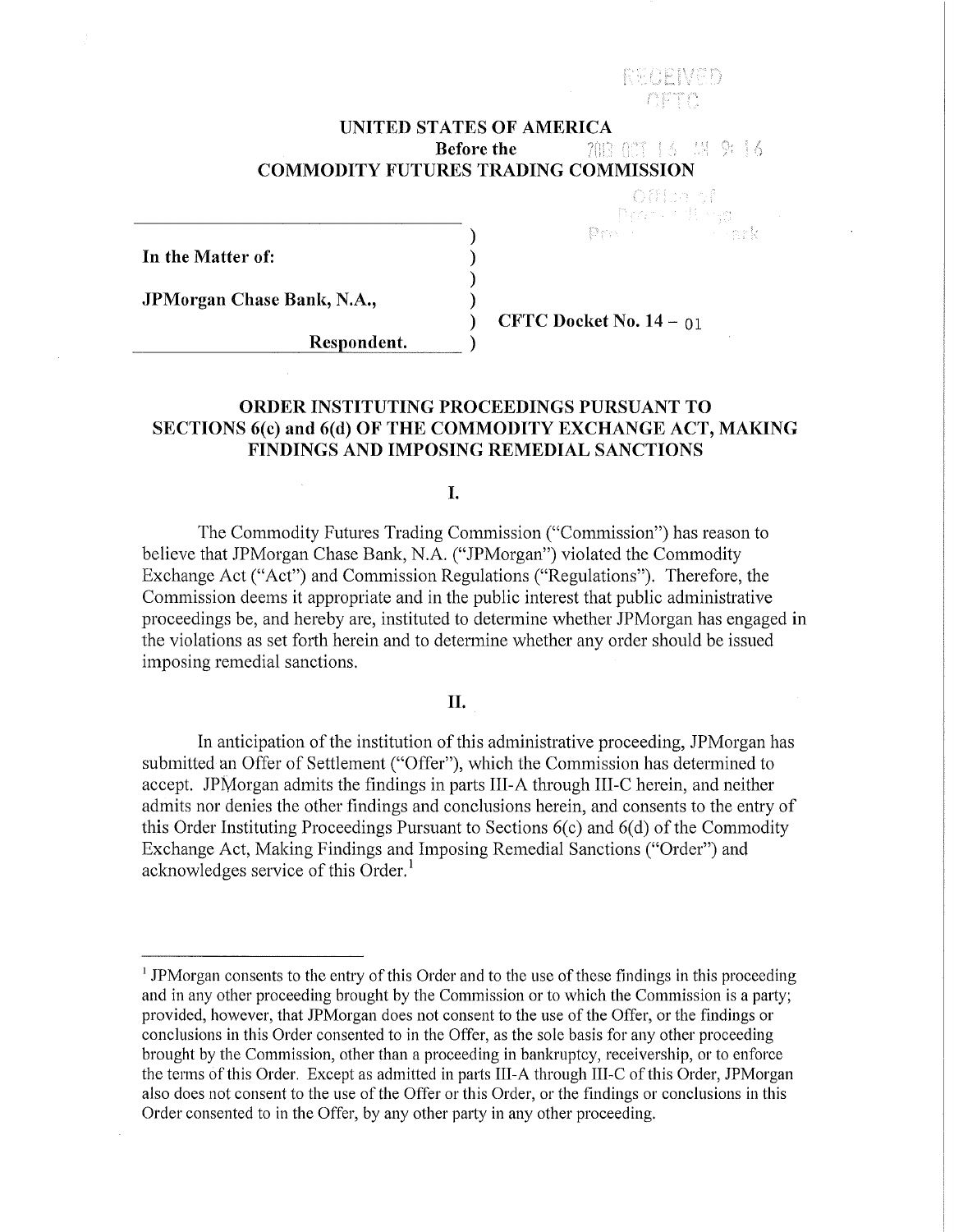RECEIVED
CFTC

**UNITED STATES OF AMERICA**
**Before the**
**COMMODITY FUTURES TRADING COMMISSION**

2013 OCT 16 AM 9:16

Office of Proceedings Proceedings Clerk

**In the Matter of:**

**JPMorgan Chase Bank, N.A.,**

**Respondent.**

**CFTC Docket No. 14 – 01**

## ORDER INSTITUTING PROCEEDINGS PURSUANT TO SECTIONS 6(c) and 6(d) OF THE COMMODITY EXCHANGE ACT, MAKING FINDINGS AND IMPOSING REMEDIAL SANCTIONS

### I.

The Commodity Futures Trading Commission ("Commission") has reason to believe that JPMorgan Chase Bank, N.A. ("JPMorgan") violated the Commodity Exchange Act ("Act") and Commission Regulations ("Regulations"). Therefore, the Commission deems it appropriate and in the public interest that public administrative proceedings be, and hereby are, instituted to determine whether JPMorgan has engaged in the violations as set forth herein and to determine whether any order should be issued imposing remedial sanctions.

### II.

In anticipation of the institution of this administrative proceeding, JPMorgan has submitted an Offer of Settlement ("Offer"), which the Commission has determined to accept. JPMorgan admits the findings in parts III-A through III-C herein, and neither admits nor denies the other findings and conclusions herein, and consents to the entry of this Order Instituting Proceedings Pursuant to Sections 6(c) and 6(d) of the Commodity Exchange Act, Making Findings and Imposing Remedial Sanctions ("Order") and acknowledges service of this Order.[1]

[1] JPMorgan consents to the entry of this Order and to the use of these findings in this proceeding and in any other proceeding brought by the Commission or to which the Commission is a party; provided, however, that JPMorgan does not consent to the use of the Offer, or the findings or conclusions in this Order consented to in the Offer, as the sole basis for any other proceeding brought by the Commission, other than a proceeding in bankruptcy, receivership, or to enforce the terms of this Order. Except as admitted in parts III-A through III-C of this Order, JPMorgan also does not consent to the use of the Offer or this Order, or the findings or conclusions in this Order consented to in the Offer, by any other party in any other proceeding.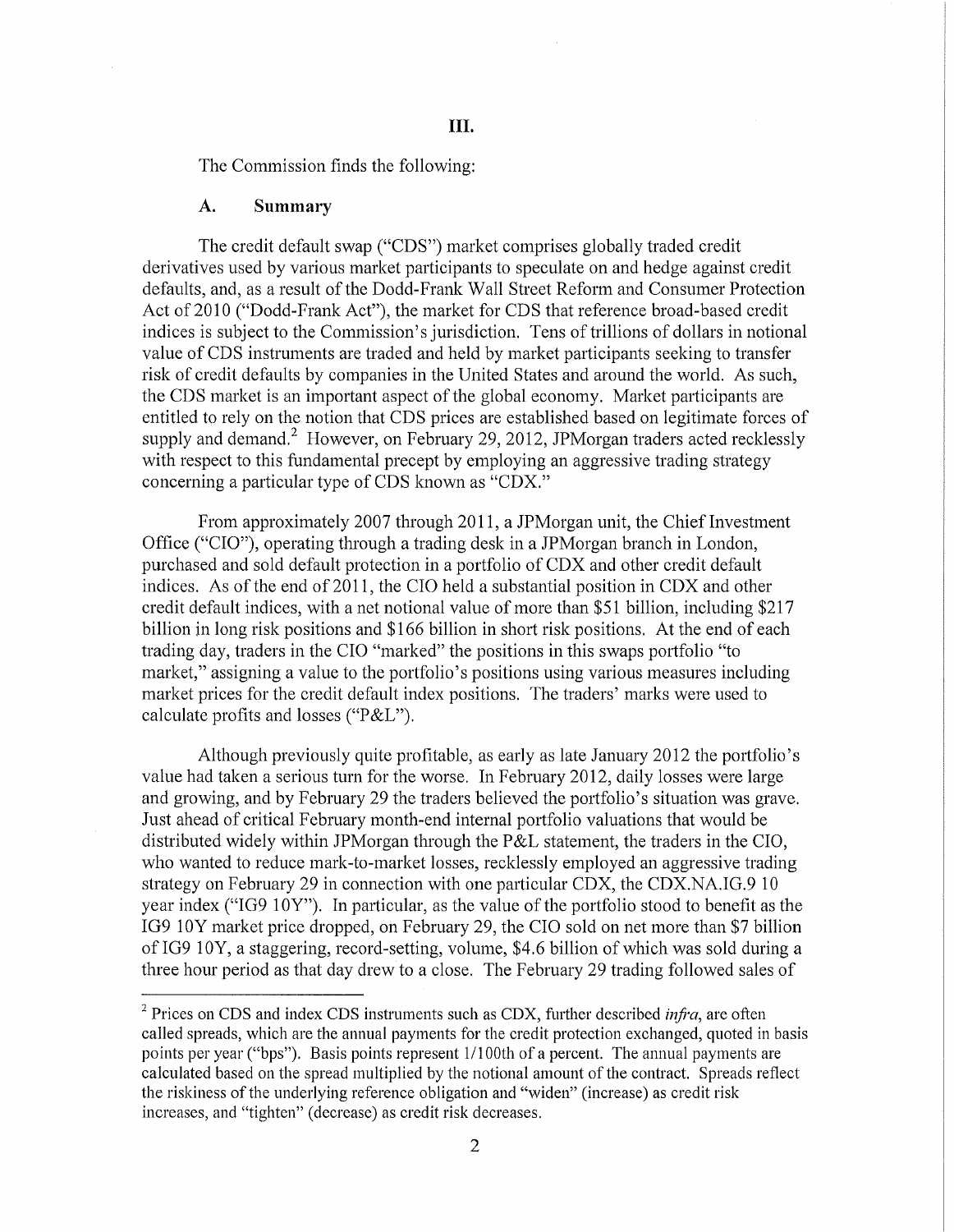## III.

The Commission finds the following:

### A. Summary

The credit default swap ("CDS") market comprises globally traded credit derivatives used by various market participants to speculate on and hedge against credit defaults, and, as a result of the Dodd-Frank Wall Street Reform and Consumer Protection Act of 2010 ("Dodd-Frank Act"), the market for CDS that reference broad-based credit indices is subject to the Commission's jurisdiction. Tens of trillions of dollars in notional value of CDS instruments are traded and held by market participants seeking to transfer risk of credit defaults by companies in the United States and around the world. As such, the CDS market is an important aspect of the global economy. Market participants are entitled to rely on the notion that CDS prices are established based on legitimate forces of supply and demand.[2] However, on February 29, 2012, JPMorgan traders acted recklessly with respect to this fundamental precept by employing an aggressive trading strategy concerning a particular type of CDS known as "CDX."

From approximately 2007 through 2011, a JPMorgan unit, the Chief Investment Office ("CIO"), operating through a trading desk in a JPMorgan branch in London, purchased and sold default protection in a portfolio of CDX and other credit default indices. As of the end of 2011, the CIO held a substantial position in CDX and other credit default indices, with a net notional value of more than $51 billion, including $217 billion in long risk positions and $166 billion in short risk positions. At the end of each trading day, traders in the CIO "marked" the positions in this swaps portfolio "to market," assigning a value to the portfolio's positions using various measures including market prices for the credit default index positions. The traders' marks were used to calculate profits and losses ("P&L").

Although previously quite profitable, as early as late January 2012 the portfolio's value had taken a serious turn for the worse. In February 2012, daily losses were large and growing, and by February 29 the traders believed the portfolio's situation was grave. Just ahead of critical February month-end internal portfolio valuations that would be distributed widely within JPMorgan through the P&L statement, the traders in the CIO, who wanted to reduce mark-to-market losses, recklessly employed an aggressive trading strategy on February 29 in connection with one particular CDX, the CDX.NA.IG.9 10 year index ("IG9 10Y"). In particular, as the value of the portfolio stood to benefit as the IG9 10Y market price dropped, on February 29, the CIO sold on net more than $7 billion of IG9 10Y, a staggering, record-setting, volume, $4.6 billion of which was sold during a three hour period as that day drew to a close. The February 29 trading followed sales of

[2] Prices on CDS and index CDS instruments such as CDX, further described *infra*, are often called spreads, which are the annual payments for the credit protection exchanged, quoted in basis points per year ("bps"). Basis points represent 1/100th of a percent. The annual payments are calculated based on the spread multiplied by the notional amount of the contract. Spreads reflect the riskiness of the underlying reference obligation and "widen" (increase) as credit risk increases, and "tighten" (decrease) as credit risk decreases.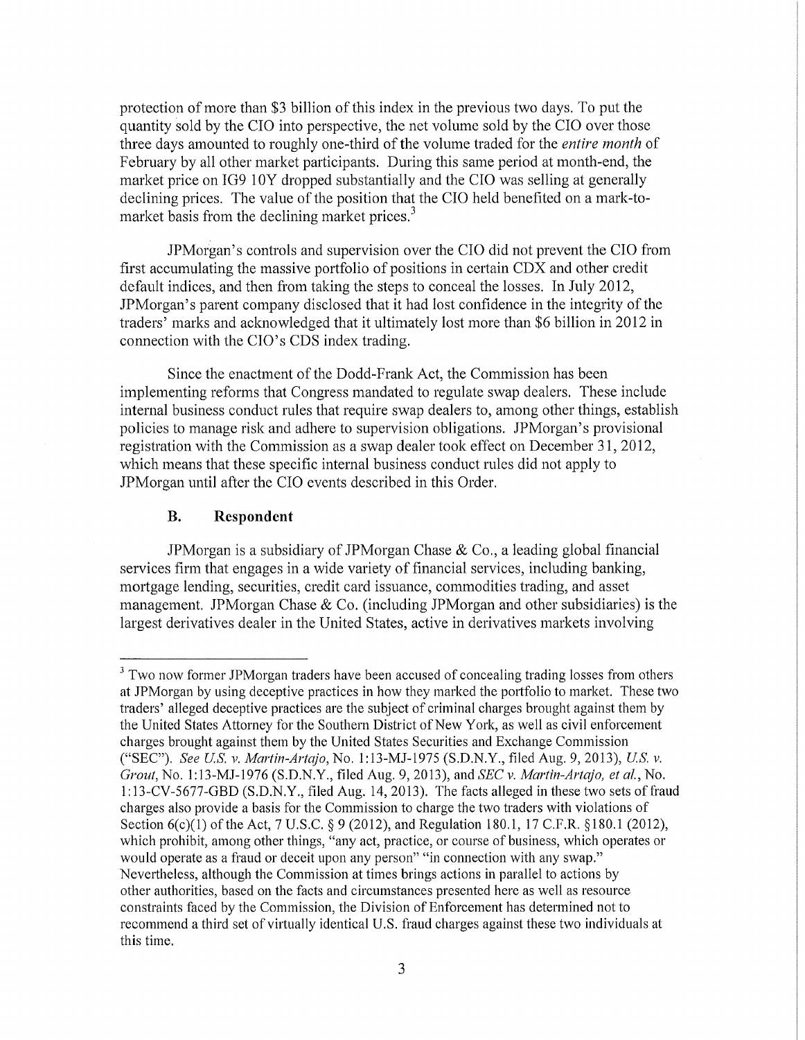protection of more than \$3 billion of this index in the previous two days. To put the quantity sold by the CIO into perspective, the net volume sold by the CIO over those three days amounted to roughly one-third of the volume traded for the *entire month* of February by all other market participants. During this same period at month-end, the market price on IG9 10Y dropped substantially and the CIO was selling at generally declining prices. The value of the position that the CIO held benefited on a mark-to-market basis from the declining market prices.[3]

JPMorgan's controls and supervision over the CIO did not prevent the CIO from first accumulating the massive portfolio of positions in certain CDX and other credit default indices, and then from taking the steps to conceal the losses. In July 2012, JPMorgan's parent company disclosed that it had lost confidence in the integrity of the traders' marks and acknowledged that it ultimately lost more than \$6 billion in 2012 in connection with the CIO's CDS index trading.

Since the enactment of the Dodd-Frank Act, the Commission has been implementing reforms that Congress mandated to regulate swap dealers. These include internal business conduct rules that require swap dealers to, among other things, establish policies to manage risk and adhere to supervision obligations. JPMorgan's provisional registration with the Commission as a swap dealer took effect on December 31, 2012, which means that these specific internal business conduct rules did not apply to JPMorgan until after the CIO events described in this Order.

### B. Respondent

JPMorgan is a subsidiary of JPMorgan Chase & Co., a leading global financial services firm that engages in a wide variety of financial services, including banking, mortgage lending, securities, credit card issuance, commodities trading, and asset management. JPMorgan Chase & Co. (including JPMorgan and other subsidiaries) is the largest derivatives dealer in the United States, active in derivatives markets involving

---

[3] Two now former JPMorgan traders have been accused of concealing trading losses from others at JPMorgan by using deceptive practices in how they marked the portfolio to market. These two traders' alleged deceptive practices are the subject of criminal charges brought against them by the United States Attorney for the Southern District of New York, as well as civil enforcement charges brought against them by the United States Securities and Exchange Commission ("SEC"). *See U.S. v. Martin-Artajo*, No. 1:13-MJ-1975 (S.D.N.Y., filed Aug. 9, 2013), *U.S. v. Grout*, No. 1:13-MJ-1976 (S.D.N.Y., filed Aug. 9, 2013), and *SEC v. Martin-Artajo, et al.*, No. 1:13-CV-5677-GBD (S.D.N.Y., filed Aug. 14, 2013). The facts alleged in these two sets of fraud charges also provide a basis for the Commission to charge the two traders with violations of Section 6(c)(1) of the Act, 7 U.S.C. § 9 (2012), and Regulation 180.1, 17 C.F.R. §180.1 (2012), which prohibit, among other things, "any act, practice, or course of business, which operates or would operate as a fraud or deceit upon any person" "in connection with any swap." Nevertheless, although the Commission at times brings actions in parallel to actions by other authorities, based on the facts and circumstances presented here as well as resource constraints faced by the Commission, the Division of Enforcement has determined not to recommend a third set of virtually identical U.S. fraud charges against these two individuals at this time.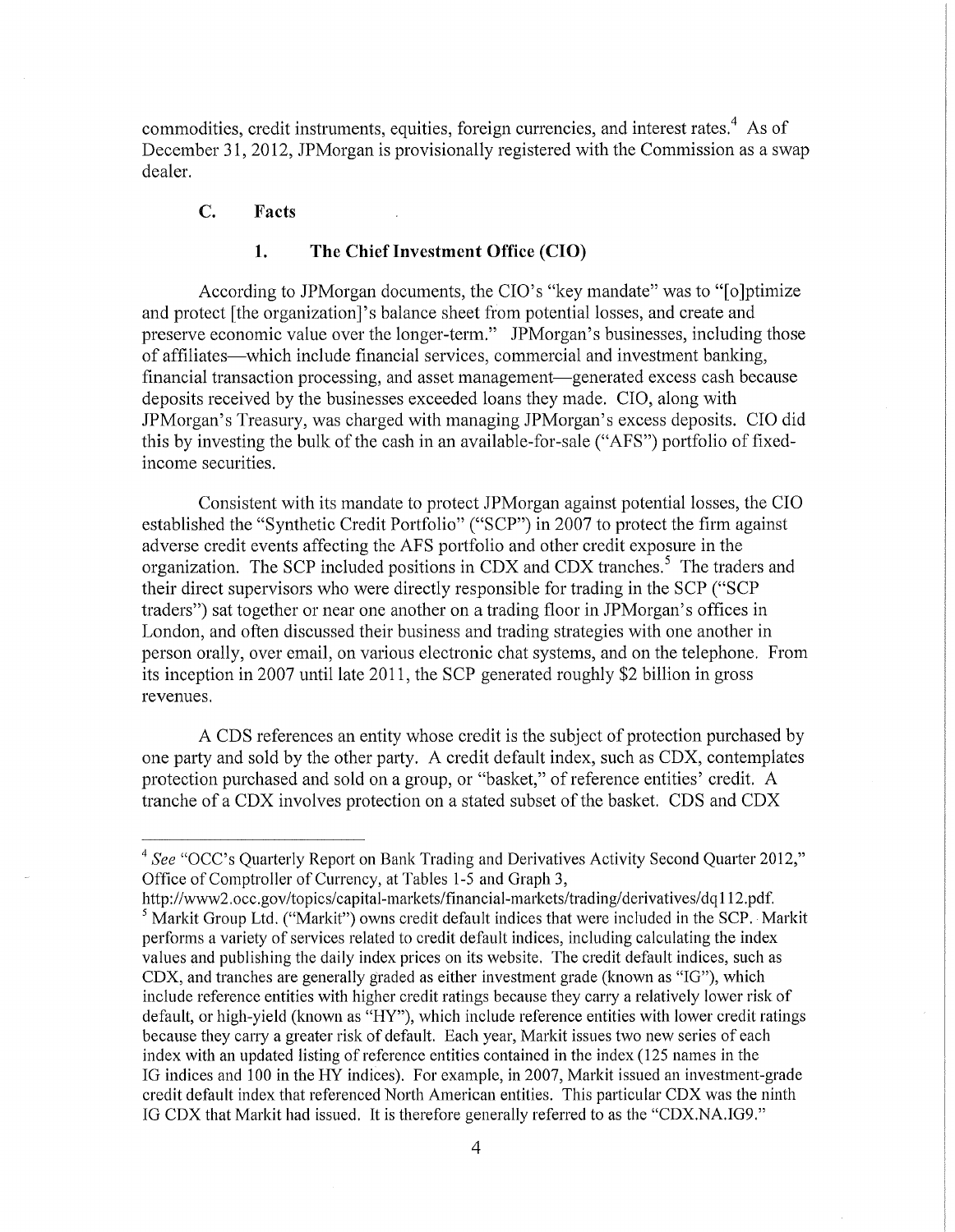commodities, credit instruments, equities, foreign currencies, and interest rates.[4] As of December 31, 2012, JPMorgan is provisionally registered with the Commission as a swap dealer.

### C. Facts

#### 1. The Chief Investment Office (CIO)

According to JPMorgan documents, the CIO's "key mandate" was to "[o]ptimize and protect [the organization]'s balance sheet from potential losses, and create and preserve economic value over the longer-term." JPMorgan's businesses, including those of affiliates—which include financial services, commercial and investment banking, financial transaction processing, and asset management—generated excess cash because deposits received by the businesses exceeded loans they made. CIO, along with JPMorgan's Treasury, was charged with managing JPMorgan's excess deposits. CIO did this by investing the bulk of the cash in an available-for-sale ("AFS") portfolio of fixed-income securities.

Consistent with its mandate to protect JPMorgan against potential losses, the CIO established the "Synthetic Credit Portfolio" ("SCP") in 2007 to protect the firm against adverse credit events affecting the AFS portfolio and other credit exposure in the organization. The SCP included positions in CDX and CDX tranches.[5] The traders and their direct supervisors who were directly responsible for trading in the SCP ("SCP traders") sat together or near one another on a trading floor in JPMorgan's offices in London, and often discussed their business and trading strategies with one another in person orally, over email, on various electronic chat systems, and on the telephone. From its inception in 2007 until late 2011, the SCP generated roughly $2 billion in gross revenues.

A CDS references an entity whose credit is the subject of protection purchased by one party and sold by the other party. A credit default index, such as CDX, contemplates protection purchased and sold on a group, or "basket," of reference entities' credit. A tranche of a CDX involves protection on a stated subset of the basket. CDS and CDX

---

[4] *See* "OCC's Quarterly Report on Bank Trading and Derivatives Activity Second Quarter 2012," Office of Comptroller of Currency, at Tables 1-5 and Graph 3, http://www2.occ.gov/topics/capital-markets/financial-markets/trading/derivatives/dq112.pdf.

[5] Markit Group Ltd. ("Markit") owns credit default indices that were included in the SCP. Markit performs a variety of services related to credit default indices, including calculating the index values and publishing the daily index prices on its website. The credit default indices, such as CDX, and tranches are generally graded as either investment grade (known as "IG"), which include reference entities with higher credit ratings because they carry a relatively lower risk of default, or high-yield (known as "HY"), which include reference entities with lower credit ratings because they carry a greater risk of default. Each year, Markit issues two new series of each index with an updated listing of reference entities contained in the index (125 names in the IG indices and 100 in the HY indices). For example, in 2007, Markit issued an investment-grade credit default index that referenced North American entities. This particular CDX was the ninth IG CDX that Markit had issued. It is therefore generally referred to as the "CDX.NA.IG9."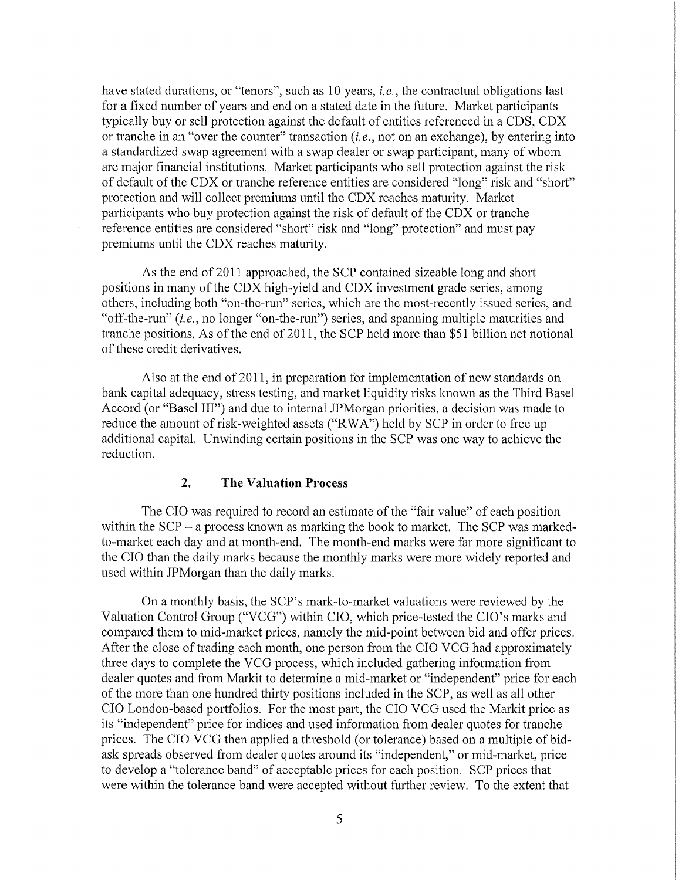have stated durations, or "tenors", such as 10 years, *i.e.*, the contractual obligations last for a fixed number of years and end on a stated date in the future. Market participants typically buy or sell protection against the default of entities referenced in a CDS, CDX or tranche in an "over the counter" transaction (*i.e.*, not on an exchange), by entering into a standardized swap agreement with a swap dealer or swap participant, many of whom are major financial institutions. Market participants who sell protection against the risk of default of the CDX or tranche reference entities are considered "long" risk and "short" protection and will collect premiums until the CDX reaches maturity. Market participants who buy protection against the risk of default of the CDX or tranche reference entities are considered "short" risk and "long" protection" and must pay premiums until the CDX reaches maturity.

As the end of 2011 approached, the SCP contained sizeable long and short positions in many of the CDX high-yield and CDX investment grade series, among others, including both "on-the-run" series, which are the most-recently issued series, and "off-the-run" (*i.e.*, no longer "on-the-run") series, and spanning multiple maturities and tranche positions. As of the end of 2011, the SCP held more than $51 billion net notional of these credit derivatives.

Also at the end of 2011, in preparation for implementation of new standards on bank capital adequacy, stress testing, and market liquidity risks known as the Third Basel Accord (or "Basel III") and due to internal JPMorgan priorities, a decision was made to reduce the amount of risk-weighted assets ("RWA") held by SCP in order to free up additional capital. Unwinding certain positions in the SCP was one way to achieve the reduction.

### 2. The Valuation Process

The CIO was required to record an estimate of the "fair value" of each position within the SCP – a process known as marking the book to market. The SCP was marked-to-market each day and at month-end. The month-end marks were far more significant to the CIO than the daily marks because the monthly marks were more widely reported and used within JPMorgan than the daily marks.

On a monthly basis, the SCP's mark-to-market valuations were reviewed by the Valuation Control Group ("VCG") within CIO, which price-tested the CIO's marks and compared them to mid-market prices, namely the mid-point between bid and offer prices. After the close of trading each month, one person from the CIO VCG had approximately three days to complete the VCG process, which included gathering information from dealer quotes and from Markit to determine a mid-market or "independent" price for each of the more than one hundred thirty positions included in the SCP, as well as all other CIO London-based portfolios. For the most part, the CIO VCG used the Markit price as its "independent" price for indices and used information from dealer quotes for tranche prices. The CIO VCG then applied a threshold (or tolerance) based on a multiple of bid-ask spreads observed from dealer quotes around its "independent," or mid-market, price to develop a "tolerance band" of acceptable prices for each position. SCP prices that were within the tolerance band were accepted without further review. To the extent that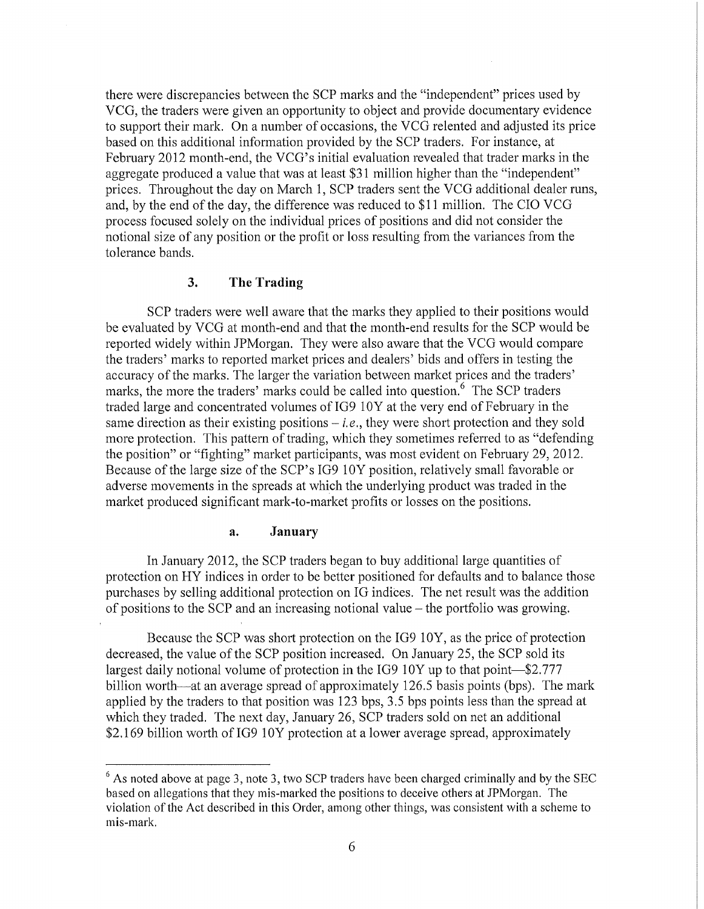there were discrepancies between the SCP marks and the "independent" prices used by VCG, the traders were given an opportunity to object and provide documentary evidence to support their mark. On a number of occasions, the VCG relented and adjusted its price based on this additional information provided by the SCP traders. For instance, at February 2012 month-end, the VCG's initial evaluation revealed that trader marks in the aggregate produced a value that was at least $31 million higher than the "independent" prices. Throughout the day on March 1, SCP traders sent the VCG additional dealer runs, and, by the end of the day, the difference was reduced to $11 million. The CIO VCG process focused solely on the individual prices of positions and did not consider the notional size of any position or the profit or loss resulting from the variances from the tolerance bands.

### 3. The Trading

SCP traders were well aware that the marks they applied to their positions would be evaluated by VCG at month-end and that the month-end results for the SCP would be reported widely within JPMorgan. They were also aware that the VCG would compare the traders' marks to reported market prices and dealers' bids and offers in testing the accuracy of the marks. The larger the variation between market prices and the traders' marks, the more the traders' marks could be called into question.[6] The SCP traders traded large and concentrated volumes of IG9 10Y at the very end of February in the same direction as their existing positions – *i.e.*, they were short protection and they sold more protection. This pattern of trading, which they sometimes referred to as "defending the position" or "fighting" market participants, was most evident on February 29, 2012. Because of the large size of the SCP's IG9 10Y position, relatively small favorable or adverse movements in the spreads at which the underlying product was traded in the market produced significant mark-to-market profits or losses on the positions.

#### a. January

In January 2012, the SCP traders began to buy additional large quantities of protection on HY indices in order to be better positioned for defaults and to balance those purchases by selling additional protection on IG indices. The net result was the addition of positions to the SCP and an increasing notional value – the portfolio was growing.

Because the SCP was short protection on the IG9 10Y, as the price of protection decreased, the value of the SCP position increased. On January 25, the SCP sold its largest daily notional volume of protection in the IG9 10Y up to that point—$2.777 billion worth—at an average spread of approximately 126.5 basis points (bps). The mark applied by the traders to that position was 123 bps, 3.5 bps points less than the spread at which they traded. The next day, January 26, SCP traders sold on net an additional $2.169 billion worth of IG9 10Y protection at a lower average spread, approximately

[6] As noted above at page 3, note 3, two SCP traders have been charged criminally and by the SEC based on allegations that they mis-marked the positions to deceive others at JPMorgan. The violation of the Act described in this Order, among other things, was consistent with a scheme to mis-mark.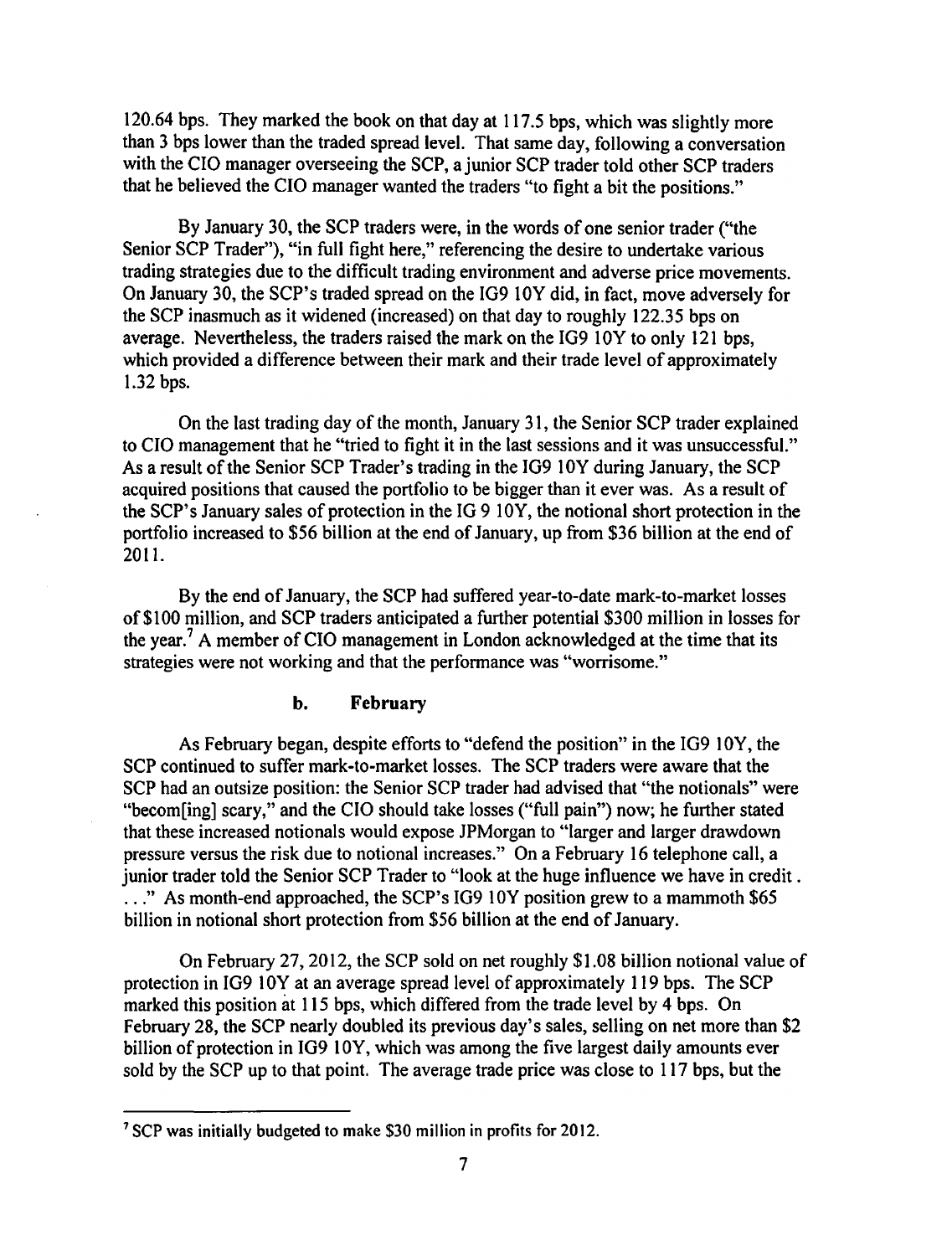120.64 bps. They marked the book on that day at 117.5 bps, which was slightly more than 3 bps lower than the traded spread level. That same day, following a conversation with the CIO manager overseeing the SCP, a junior SCP trader told other SCP traders that he believed the CIO manager wanted the traders "to fight a bit the positions."

By January 30, the SCP traders were, in the words of one senior trader ("the Senior SCP Trader"), "in full fight here," referencing the desire to undertake various trading strategies due to the difficult trading environment and adverse price movements. On January 30, the SCP's traded spread on the IG9 10Y did, in fact, move adversely for the SCP inasmuch as it widened (increased) on that day to roughly 122.35 bps on average. Nevertheless, the traders raised the mark on the IG9 10Y to only 121 bps, which provided a difference between their mark and their trade level of approximately 1.32 bps.

On the last trading day of the month, January 31, the Senior SCP trader explained to CIO management that he "tried to fight it in the last sessions and it was unsuccessful." As a result of the Senior SCP Trader's trading in the IG9 10Y during January, the SCP acquired positions that caused the portfolio to be bigger than it ever was. As a result of the SCP's January sales of protection in the IG 9 10Y, the notional short protection in the portfolio increased to $56 billion at the end of January, up from $36 billion at the end of 2011.

By the end of January, the SCP had suffered year-to-date mark-to-market losses of $100 million, and SCP traders anticipated a further potential $300 million in losses for the year.[7] A member of CIO management in London acknowledged at the time that its strategies were not working and that the performance was "worrisome."

#### b. February

As February began, despite efforts to "defend the position" in the IG9 10Y, the SCP continued to suffer mark-to-market losses. The SCP traders were aware that the SCP had an outsize position: the Senior SCP trader had advised that "the notionals" were "becom[ing] scary," and the CIO should take losses ("full pain") now; he further stated that these increased notionals would expose JPMorgan to "larger and larger drawdown pressure versus the risk due to notional increases." On a February 16 telephone call, a junior trader told the Senior SCP Trader to "look at the huge influence we have in credit . . . ." As month-end approached, the SCP's IG9 10Y position grew to a mammoth $65 billion in notional short protection from $56 billion at the end of January.

On February 27, 2012, the SCP sold on net roughly $1.08 billion notional value of protection in IG9 10Y at an average spread level of approximately 119 bps. The SCP marked this position at 115 bps, which differed from the trade level by 4 bps. On February 28, the SCP nearly doubled its previous day's sales, selling on net more than $2 billion of protection in IG9 10Y, which was among the five largest daily amounts ever sold by the SCP up to that point. The average trade price was close to 117 bps, but the

---

[7] SCP was initially budgeted to make $30 million in profits for 2012.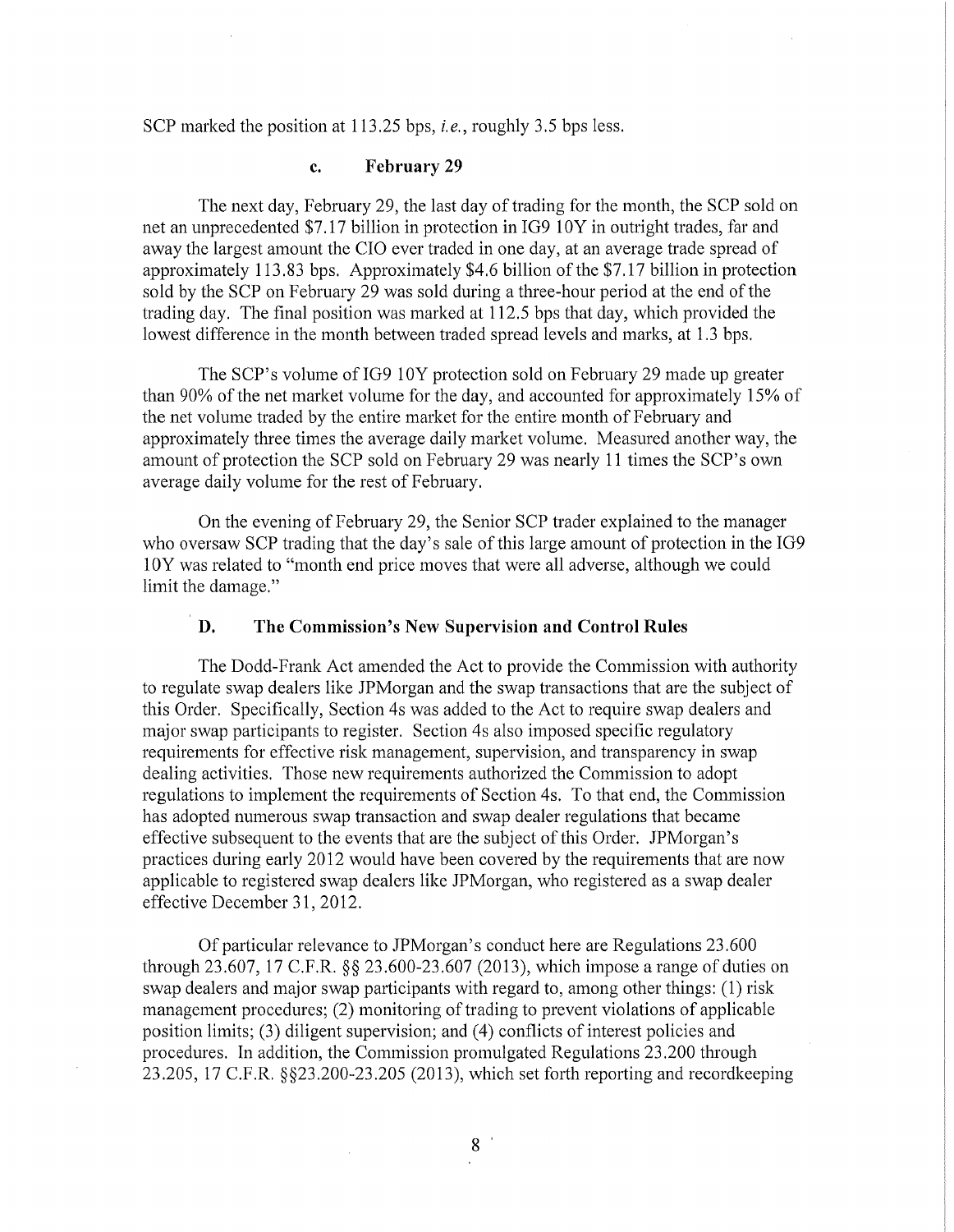SCP marked the position at 113.25 bps, *i.e.*, roughly 3.5 bps less.

#### c. February 29

The next day, February 29, the last day of trading for the month, the SCP sold on net an unprecedented $7.17 billion in protection in IG9 10Y in outright trades, far and away the largest amount the CIO ever traded in one day, at an average trade spread of approximately 113.83 bps. Approximately $4.6 billion of the $7.17 billion in protection sold by the SCP on February 29 was sold during a three-hour period at the end of the trading day. The final position was marked at 112.5 bps that day, which provided the lowest difference in the month between traded spread levels and marks, at 1.3 bps.

The SCP's volume of IG9 10Y protection sold on February 29 made up greater than 90% of the net market volume for the day, and accounted for approximately 15% of the net volume traded by the entire market for the entire month of February and approximately three times the average daily market volume. Measured another way, the amount of protection the SCP sold on February 29 was nearly 11 times the SCP's own average daily volume for the rest of February.

On the evening of February 29, the Senior SCP trader explained to the manager who oversaw SCP trading that the day's sale of this large amount of protection in the IG9 10Y was related to "month end price moves that were all adverse, although we could limit the damage."

### D. The Commission's New Supervision and Control Rules

The Dodd-Frank Act amended the Act to provide the Commission with authority to regulate swap dealers like JPMorgan and the swap transactions that are the subject of this Order. Specifically, Section 4s was added to the Act to require swap dealers and major swap participants to register. Section 4s also imposed specific regulatory requirements for effective risk management, supervision, and transparency in swap dealing activities. Those new requirements authorized the Commission to adopt regulations to implement the requirements of Section 4s. To that end, the Commission has adopted numerous swap transaction and swap dealer regulations that became effective subsequent to the events that are the subject of this Order. JPMorgan's practices during early 2012 would have been covered by the requirements that are now applicable to registered swap dealers like JPMorgan, who registered as a swap dealer effective December 31, 2012.

Of particular relevance to JPMorgan's conduct here are Regulations 23.600 through 23.607, 17 C.F.R. §§ 23.600-23.607 (2013), which impose a range of duties on swap dealers and major swap participants with regard to, among other things: (1) risk management procedures; (2) monitoring of trading to prevent violations of applicable position limits; (3) diligent supervision; and (4) conflicts of interest policies and procedures. In addition, the Commission promulgated Regulations 23.200 through 23.205, 17 C.F.R. §§23.200-23.205 (2013), which set forth reporting and recordkeeping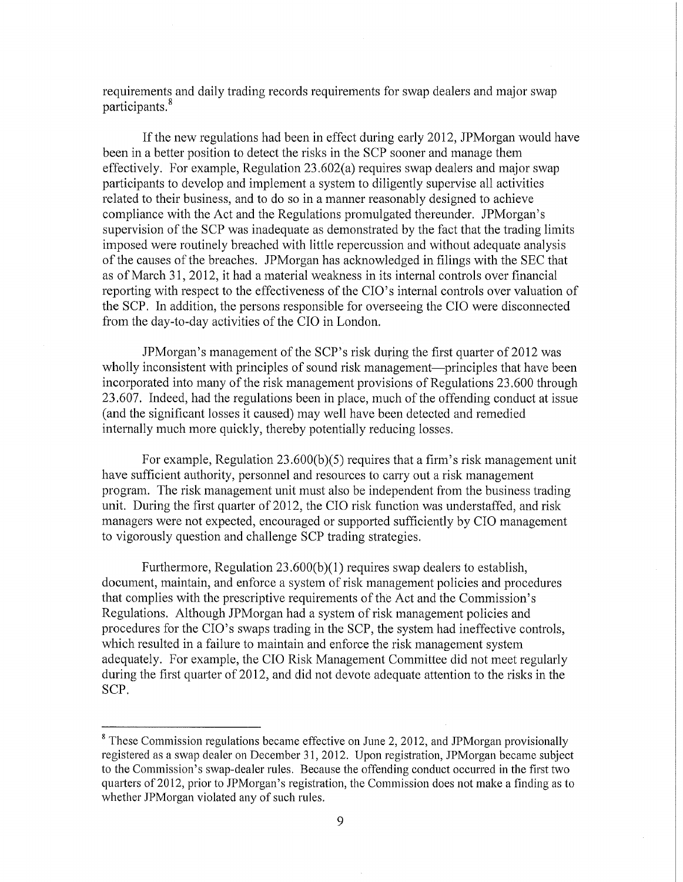requirements and daily trading records requirements for swap dealers and major swap participants.[8]

If the new regulations had been in effect during early 2012, JPMorgan would have been in a better position to detect the risks in the SCP sooner and manage them effectively. For example, Regulation 23.602(a) requires swap dealers and major swap participants to develop and implement a system to diligently supervise all activities related to their business, and to do so in a manner reasonably designed to achieve compliance with the Act and the Regulations promulgated thereunder. JPMorgan's supervision of the SCP was inadequate as demonstrated by the fact that the trading limits imposed were routinely breached with little repercussion and without adequate analysis of the causes of the breaches. JPMorgan has acknowledged in filings with the SEC that as of March 31, 2012, it had a material weakness in its internal controls over financial reporting with respect to the effectiveness of the CIO's internal controls over valuation of the SCP. In addition, the persons responsible for overseeing the CIO were disconnected from the day-to-day activities of the CIO in London.

JPMorgan's management of the SCP's risk during the first quarter of 2012 was wholly inconsistent with principles of sound risk management—principles that have been incorporated into many of the risk management provisions of Regulations 23.600 through 23.607. Indeed, had the regulations been in place, much of the offending conduct at issue (and the significant losses it caused) may well have been detected and remedied internally much more quickly, thereby potentially reducing losses.

For example, Regulation 23.600(b)(5) requires that a firm's risk management unit have sufficient authority, personnel and resources to carry out a risk management program. The risk management unit must also be independent from the business trading unit. During the first quarter of 2012, the CIO risk function was understaffed, and risk managers were not expected, encouraged or supported sufficiently by CIO management to vigorously question and challenge SCP trading strategies.

Furthermore, Regulation 23.600(b)(1) requires swap dealers to establish, document, maintain, and enforce a system of risk management policies and procedures that complies with the prescriptive requirements of the Act and the Commission's Regulations. Although JPMorgan had a system of risk management policies and procedures for the CIO's swaps trading in the SCP, the system had ineffective controls, which resulted in a failure to maintain and enforce the risk management system adequately. For example, the CIO Risk Management Committee did not meet regularly during the first quarter of 2012, and did not devote adequate attention to the risks in the SCP.

---

[8] These Commission regulations became effective on June 2, 2012, and JPMorgan provisionally registered as a swap dealer on December 31, 2012. Upon registration, JPMorgan became subject to the Commission's swap-dealer rules. Because the offending conduct occurred in the first two quarters of 2012, prior to JPMorgan's registration, the Commission does not make a finding as to whether JPMorgan violated any of such rules.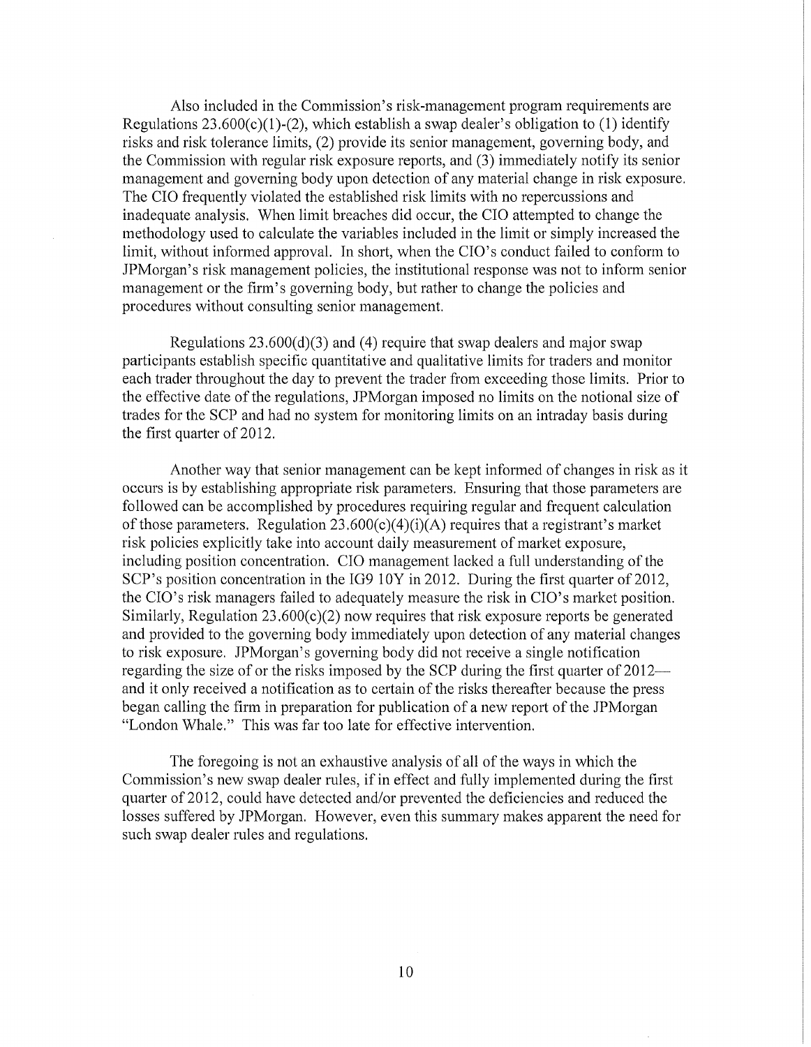Also included in the Commission's risk-management program requirements are Regulations 23.600(c)(1)-(2), which establish a swap dealer's obligation to (1) identify risks and risk tolerance limits, (2) provide its senior management, governing body, and the Commission with regular risk exposure reports, and (3) immediately notify its senior management and governing body upon detection of any material change in risk exposure. The CIO frequently violated the established risk limits with no repercussions and inadequate analysis. When limit breaches did occur, the CIO attempted to change the methodology used to calculate the variables included in the limit or simply increased the limit, without informed approval. In short, when the CIO's conduct failed to conform to JPMorgan's risk management policies, the institutional response was not to inform senior management or the firm's governing body, but rather to change the policies and procedures without consulting senior management.

Regulations 23.600(d)(3) and (4) require that swap dealers and major swap participants establish specific quantitative and qualitative limits for traders and monitor each trader throughout the day to prevent the trader from exceeding those limits. Prior to the effective date of the regulations, JPMorgan imposed no limits on the notional size of trades for the SCP and had no system for monitoring limits on an intraday basis during the first quarter of 2012.

Another way that senior management can be kept informed of changes in risk as it occurs is by establishing appropriate risk parameters. Ensuring that those parameters are followed can be accomplished by procedures requiring regular and frequent calculation of those parameters. Regulation 23.600(c)(4)(i)(A) requires that a registrant's market risk policies explicitly take into account daily measurement of market exposure, including position concentration. CIO management lacked a full understanding of the SCP's position concentration in the IG9 10Y in 2012. During the first quarter of 2012, the CIO's risk managers failed to adequately measure the risk in CIO's market position. Similarly, Regulation 23.600(c)(2) now requires that risk exposure reports be generated and provided to the governing body immediately upon detection of any material changes to risk exposure. JPMorgan's governing body did not receive a single notification regarding the size of or the risks imposed by the SCP during the first quarter of 2012—and it only received a notification as to certain of the risks thereafter because the press began calling the firm in preparation for publication of a new report of the JPMorgan "London Whale." This was far too late for effective intervention.

The foregoing is not an exhaustive analysis of all of the ways in which the Commission's new swap dealer rules, if in effect and fully implemented during the first quarter of 2012, could have detected and/or prevented the deficiencies and reduced the losses suffered by JPMorgan. However, even this summary makes apparent the need for such swap dealer rules and regulations.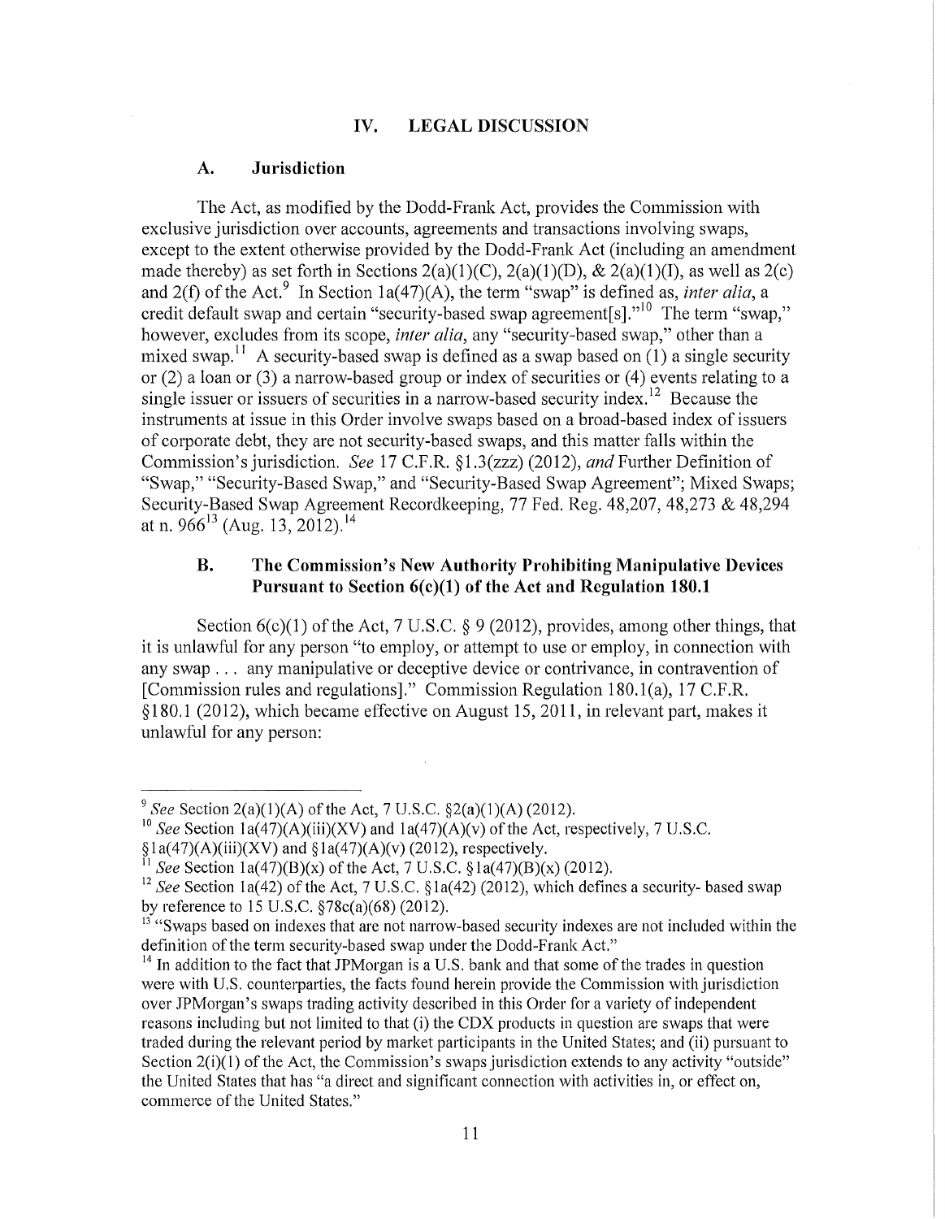## IV. LEGAL DISCUSSION

### A. Jurisdiction

The Act, as modified by the Dodd-Frank Act, provides the Commission with exclusive jurisdiction over accounts, agreements and transactions involving swaps, except to the extent otherwise provided by the Dodd-Frank Act (including an amendment made thereby) as set forth in Sections 2(a)(1)(C), 2(a)(1)(D), & 2(a)(1)(I), as well as 2(c) and 2(f) of the Act.[9] In Section 1a(47)(A), the term "swap" is defined as, *inter alia*, a credit default swap and certain "security-based swap agreement[s]."[10] The term "swap," however, excludes from its scope, *inter alia*, any "security-based swap," other than a mixed swap.[11] A security-based swap is defined as a swap based on (1) a single security or (2) a loan or (3) a narrow-based group or index of securities or (4) events relating to a single issuer or issuers of securities in a narrow-based security index.[12] Because the instruments at issue in this Order involve swaps based on a broad-based index of issuers of corporate debt, they are not security-based swaps, and this matter falls within the Commission's jurisdiction. *See* 17 C.F.R. §1.3(zzz) (2012), *and* Further Definition of "Swap," "Security-Based Swap," and "Security-Based Swap Agreement"; Mixed Swaps; Security-Based Swap Agreement Recordkeeping, 77 Fed. Reg. 48,207, 48,273 & 48,294 at n. 966[13] (Aug. 13, 2012).[14]

### B. The Commission's New Authority Prohibiting Manipulative Devices Pursuant to Section 6(c)(1) of the Act and Regulation 180.1

Section 6(c)(1) of the Act, 7 U.S.C. § 9 (2012), provides, among other things, that it is unlawful for any person "to employ, or attempt to use or employ, in connection with any swap . . . any manipulative or deceptive device or contrivance, in contravention of [Commission rules and regulations]." Commission Regulation 180.1(a), 17 C.F.R. §180.1 (2012), which became effective on August 15, 2011, in relevant part, makes it unlawful for any person:

---

[9] *See* Section 2(a)(1)(A) of the Act, 7 U.S.C. §2(a)(1)(A) (2012).

[10] *See* Section 1a(47)(A)(iii)(XV) and 1a(47)(A)(v) of the Act, respectively, 7 U.S.C. §1a(47)(A)(iii)(XV) and §1a(47)(A)(v) (2012), respectively.

[11] *See* Section 1a(47)(B)(x) of the Act, 7 U.S.C. §1a(47)(B)(x) (2012).

[12] *See* Section 1a(42) of the Act, 7 U.S.C. §1a(42) (2012), which defines a security- based swap by reference to 15 U.S.C. §78c(a)(68) (2012).

[13] "Swaps based on indexes that are not narrow-based security indexes are not included within the definition of the term security-based swap under the Dodd-Frank Act."

[14] In addition to the fact that JPMorgan is a U.S. bank and that some of the trades in question were with U.S. counterparties, the facts found herein provide the Commission with jurisdiction over JPMorgan's swaps trading activity described in this Order for a variety of independent reasons including but not limited to that (i) the CDX products in question are swaps that were traded during the relevant period by market participants in the United States; and (ii) pursuant to Section 2(i)(1) of the Act, the Commission's swaps jurisdiction extends to any activity "outside" the United States that has "a direct and significant connection with activities in, or effect on, commerce of the United States."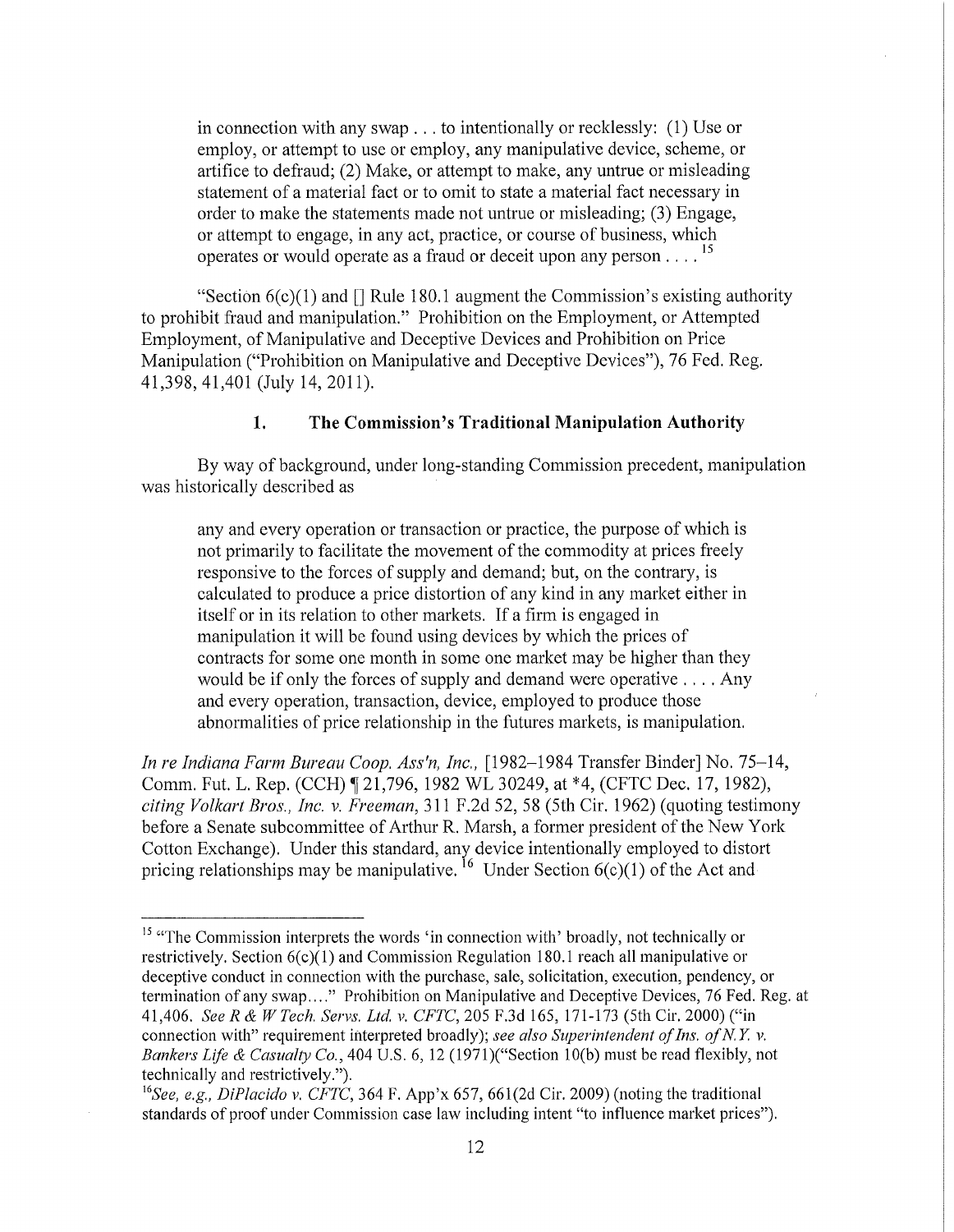> in connection with any swap . . . to intentionally or recklessly: (1) Use or employ, or attempt to use or employ, any manipulative device, scheme, or artifice to defraud; (2) Make, or attempt to make, any untrue or misleading statement of a material fact or to omit to state a material fact necessary in order to make the statements made not untrue or misleading; (3) Engage, or attempt to engage, in any act, practice, or course of business, which operates or would operate as a fraud or deceit upon any person . . . .[15]

"Section 6(c)(1) and [] Rule 180.1 augment the Commission's existing authority to prohibit fraud and manipulation." Prohibition on the Employment, or Attempted Employment, of Manipulative and Deceptive Devices and Prohibition on Price Manipulation ("Prohibition on Manipulative and Deceptive Devices"), 76 Fed. Reg. 41,398, 41,401 (July 14, 2011).

### 1. The Commission's Traditional Manipulation Authority

By way of background, under long-standing Commission precedent, manipulation was historically described as

> any and every operation or transaction or practice, the purpose of which is not primarily to facilitate the movement of the commodity at prices freely responsive to the forces of supply and demand; but, on the contrary, is calculated to produce a price distortion of any kind in any market either in itself or in its relation to other markets. If a firm is engaged in manipulation it will be found using devices by which the prices of contracts for some one month in some one market may be higher than they would be if only the forces of supply and demand were operative . . . . Any and every operation, transaction, device, employed to produce those abnormalities of price relationship in the futures markets, is manipulation.

*In re Indiana Farm Bureau Coop. Ass'n, Inc.*, [1982–1984 Transfer Binder] No. 75–14, Comm. Fut. L. Rep. (CCH) ¶ 21,796, 1982 WL 30249, at *4, (CFTC Dec. 17, 1982), *citing Volkart Bros., Inc. v. Freeman*, 311 F.2d 52, 58 (5th Cir. 1962) (quoting testimony before a Senate subcommittee of Arthur R. Marsh, a former president of the New York Cotton Exchange). Under this standard, any device intentionally employed to distort pricing relationships may be manipulative.[16] Under Section 6(c)(1) of the Act and

---

[15] "The Commission interprets the words 'in connection with' broadly, not technically or restrictively. Section 6(c)(1) and Commission Regulation 180.1 reach all manipulative or deceptive conduct in connection with the purchase, sale, solicitation, execution, pendency, or termination of any swap…." Prohibition on Manipulative and Deceptive Devices, 76 Fed. Reg. at 41,406. *See R & W Tech. Servs. Ltd. v. CFTC*, 205 F.3d 165, 171-173 (5th Cir. 2000) ("in connection with" requirement interpreted broadly); *see also Superintendent of Ins. of N.Y. v. Bankers Life & Casualty Co.*, 404 U.S. 6, 12 (1971)("Section 10(b) must be read flexibly, not technically and restrictively.").

[16] *See, e.g., DiPlacido v. CFTC*, 364 F. App'x 657, 661(2d Cir. 2009) (noting the traditional standards of proof under Commission case law including intent "to influence market prices").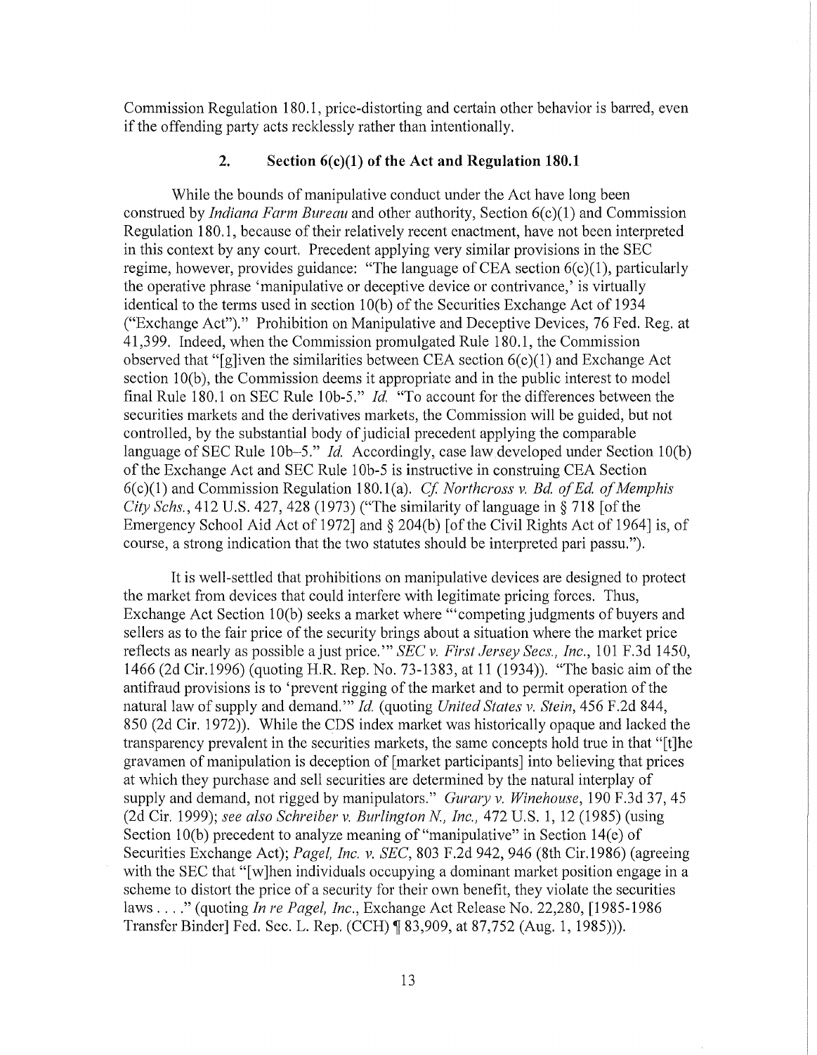Commission Regulation 180.1, price-distorting and certain other behavior is barred, even if the offending party acts recklessly rather than intentionally.

### 2. Section 6(c)(1) of the Act and Regulation 180.1

While the bounds of manipulative conduct under the Act have long been construed by *Indiana Farm Bureau* and other authority, Section 6(c)(1) and Commission Regulation 180.1, because of their relatively recent enactment, have not been interpreted in this context by any court. Precedent applying very similar provisions in the SEC regime, however, provides guidance: "The language of CEA section 6(c)(1), particularly the operative phrase 'manipulative or deceptive device or contrivance,' is virtually identical to the terms used in section 10(b) of the Securities Exchange Act of 1934 ("Exchange Act")." Prohibition on Manipulative and Deceptive Devices, 76 Fed. Reg. at 41,399. Indeed, when the Commission promulgated Rule 180.1, the Commission observed that "[g]iven the similarities between CEA section 6(c)(1) and Exchange Act section 10(b), the Commission deems it appropriate and in the public interest to model final Rule 180.1 on SEC Rule 10b-5." *Id.* "To account for the differences between the securities markets and the derivatives markets, the Commission will be guided, but not controlled, by the substantial body of judicial precedent applying the comparable language of SEC Rule 10b–5." *Id.* Accordingly, case law developed under Section 10(b) of the Exchange Act and SEC Rule 10b-5 is instructive in construing CEA Section 6(c)(1) and Commission Regulation 180.1(a). *Cf. Northcross v. Bd. of Ed. of Memphis City Schs.*, 412 U.S. 427, 428 (1973) ("The similarity of language in § 718 [of the Emergency School Aid Act of 1972] and § 204(b) [of the Civil Rights Act of 1964] is, of course, a strong indication that the two statutes should be interpreted pari passu.").

It is well-settled that prohibitions on manipulative devices are designed to protect the market from devices that could interfere with legitimate pricing forces. Thus, Exchange Act Section 10(b) seeks a market where "'competing judgments of buyers and sellers as to the fair price of the security brings about a situation where the market price reflects as nearly as possible a just price.'" *SEC v. First Jersey Secs., Inc.*, 101 F.3d 1450, 1466 (2d Cir.1996) (quoting H.R. Rep. No. 73-1383, at 11 (1934)). "The basic aim of the antifraud provisions is to 'prevent rigging of the market and to permit operation of the natural law of supply and demand.'" *Id.* (quoting *United States v. Stein*, 456 F.2d 844, 850 (2d Cir. 1972)). While the CDS index market was historically opaque and lacked the transparency prevalent in the securities markets, the same concepts hold true in that "[t]he gravamen of manipulation is deception of [market participants] into believing that prices at which they purchase and sell securities are determined by the natural interplay of supply and demand, not rigged by manipulators." *Gurary v. Winehouse*, 190 F.3d 37, 45 (2d Cir. 1999); *see also Schreiber v. Burlington N., Inc.*, 472 U.S. 1, 12 (1985) (using Section 10(b) precedent to analyze meaning of "manipulative" in Section 14(e) of Securities Exchange Act); *Pagel, Inc. v. SEC*, 803 F.2d 942, 946 (8th Cir.1986) (agreeing with the SEC that "[w]hen individuals occupying a dominant market position engage in a scheme to distort the price of a security for their own benefit, they violate the securities laws . . . ." (quoting *In re Pagel, Inc.*, Exchange Act Release No. 22,280, [1985-1986 Transfer Binder] Fed. Sec. L. Rep. (CCH) ¶ 83,909, at 87,752 (Aug. 1, 1985))).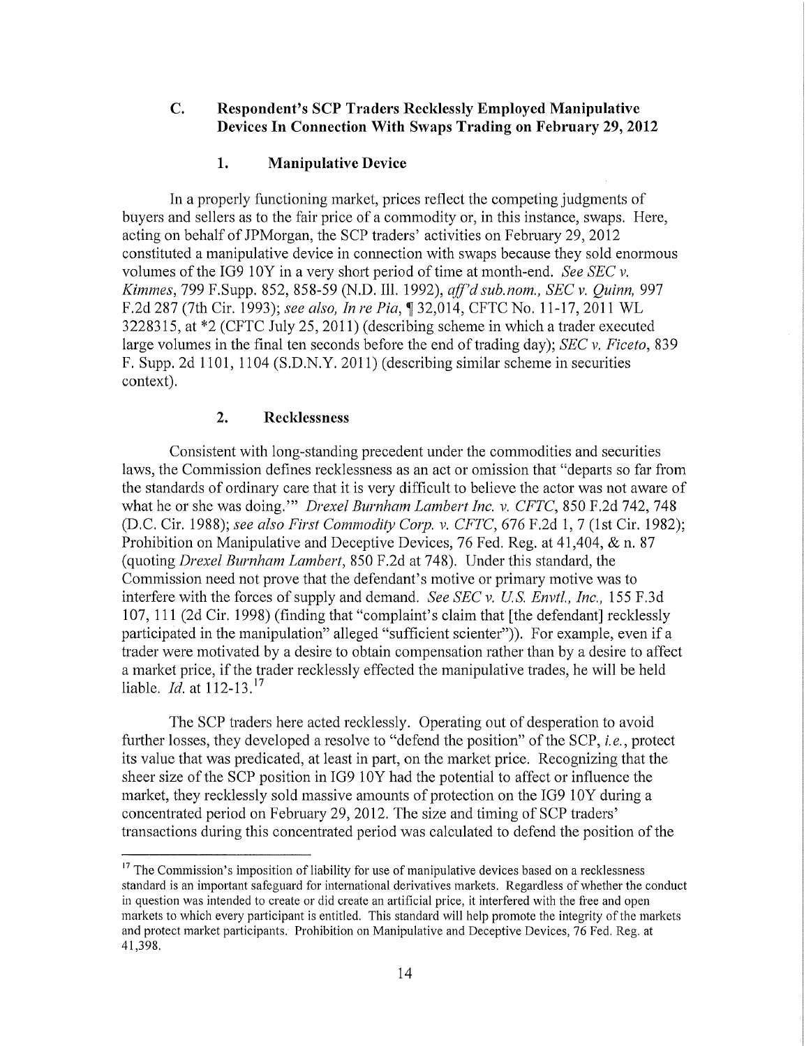### C. Respondent's SCP Traders Recklessly Employed Manipulative Devices In Connection With Swaps Trading on February 29, 2012

#### 1. Manipulative Device

In a properly functioning market, prices reflect the competing judgments of buyers and sellers as to the fair price of a commodity or, in this instance, swaps. Here, acting on behalf of JPMorgan, the SCP traders' activities on February 29, 2012 constituted a manipulative device in connection with swaps because they sold enormous volumes of the IG9 10Y in a very short period of time at month-end. *See SEC v. Kimmes*, 799 F.Supp. 852, 858-59 (N.D. Ill. 1992), *aff'd sub.nom., SEC v. Quinn*, 997 F.2d 287 (7th Cir. 1993); *see also, In re Pia*, ¶ 32,014, CFTC No. 11-17, 2011 WL 3228315, at *2 (CFTC July 25, 2011) (describing scheme in which a trader executed large volumes in the final ten seconds before the end of trading day); *SEC v. Ficeto*, 839 F. Supp. 2d 1101, 1104 (S.D.N.Y. 2011) (describing similar scheme in securities context).

#### 2. Recklessness

Consistent with long-standing precedent under the commodities and securities laws, the Commission defines recklessness as an act or omission that "departs so far from the standards of ordinary care that it is very difficult to believe the actor was not aware of what he or she was doing.'" *Drexel Burnham Lambert Inc. v. CFTC*, 850 F.2d 742, 748 (D.C. Cir. 1988); *see also First Commodity Corp. v. CFTC*, 676 F.2d 1, 7 (1st Cir. 1982); Prohibition on Manipulative and Deceptive Devices, 76 Fed. Reg. at 41,404, & n. 87 (quoting *Drexel Burnham Lambert*, 850 F.2d at 748). Under this standard, the Commission need not prove that the defendant's motive or primary motive was to interfere with the forces of supply and demand. *See SEC v. U.S. Envtl., Inc.*, 155 F.3d 107, 111 (2d Cir. 1998) (finding that "complaint's claim that [the defendant] recklessly participated in the manipulation" alleged "sufficient scienter")). For example, even if a trader were motivated by a desire to obtain compensation rather than by a desire to affect a market price, if the trader recklessly effected the manipulative trades, he will be held liable. *Id.* at 112-13.[17]

The SCP traders here acted recklessly. Operating out of desperation to avoid further losses, they developed a resolve to "defend the position" of the SCP, *i.e.*, protect its value that was predicated, at least in part, on the market price. Recognizing that the sheer size of the SCP position in IG9 10Y had the potential to affect or influence the market, they recklessly sold massive amounts of protection on the IG9 10Y during a concentrated period on February 29, 2012. The size and timing of SCP traders' transactions during this concentrated period was calculated to defend the position of the

---

[17] The Commission's imposition of liability for use of manipulative devices based on a recklessness standard is an important safeguard for international derivatives markets. Regardless of whether the conduct in question was intended to create or did create an artificial price, it interfered with the free and open markets to which every participant is entitled. This standard will help promote the integrity of the markets and protect market participants. Prohibition on Manipulative and Deceptive Devices, 76 Fed. Reg. at 41,398.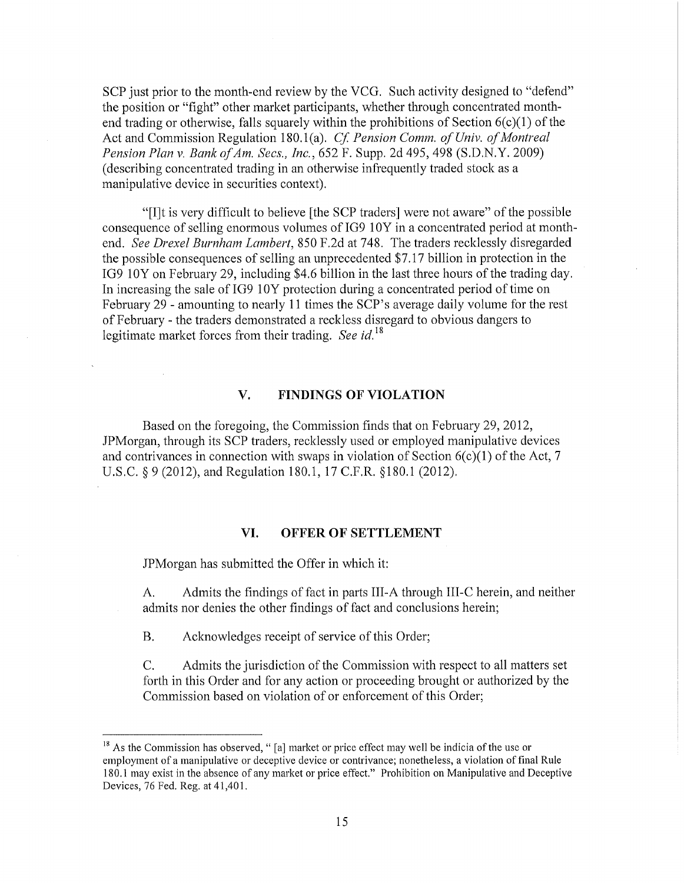SCP just prior to the month-end review by the VCG. Such activity designed to "defend" the position or "fight" other market participants, whether through concentrated month-end trading or otherwise, falls squarely within the prohibitions of Section 6(c)(1) of the Act and Commission Regulation 180.1(a). *Cf. Pension Comm. of Univ. of Montreal Pension Plan v. Bank of Am. Secs., Inc.*, 652 F. Supp. 2d 495, 498 (S.D.N.Y. 2009) (describing concentrated trading in an otherwise infrequently traded stock as a manipulative device in securities context).

"[I]t is very difficult to believe [the SCP traders] were not aware" of the possible consequence of selling enormous volumes of IG9 10Y in a concentrated period at month-end. *See Drexel Burnham Lambert*, 850 F.2d at 748. The traders recklessly disregarded the possible consequences of selling an unprecedented $7.17 billion in protection in the IG9 10Y on February 29, including $4.6 billion in the last three hours of the trading day. In increasing the sale of IG9 10Y protection during a concentrated period of time on February 29 - amounting to nearly 11 times the SCP's average daily volume for the rest of February - the traders demonstrated a reckless disregard to obvious dangers to legitimate market forces from their trading. *See id.*[18]

## V. FINDINGS OF VIOLATION

Based on the foregoing, the Commission finds that on February 29, 2012, JPMorgan, through its SCP traders, recklessly used or employed manipulative devices and contrivances in connection with swaps in violation of Section 6(c)(1) of the Act, 7 U.S.C. § 9 (2012), and Regulation 180.1, 17 C.F.R. §180.1 (2012).

## VI. OFFER OF SETTLEMENT

JPMorgan has submitted the Offer in which it:

A. Admits the findings of fact in parts III-A through III-C herein, and neither admits nor denies the other findings of fact and conclusions herein;

B. Acknowledges receipt of service of this Order;

C. Admits the jurisdiction of the Commission with respect to all matters set forth in this Order and for any action or proceeding brought or authorized by the Commission based on violation of or enforcement of this Order;

---

[18] As the Commission has observed, " [a] market or price effect may well be indicia of the use or employment of a manipulative or deceptive device or contrivance; nonetheless, a violation of final Rule 180.1 may exist in the absence of any market or price effect." Prohibition on Manipulative and Deceptive Devices, 76 Fed. Reg. at 41,401.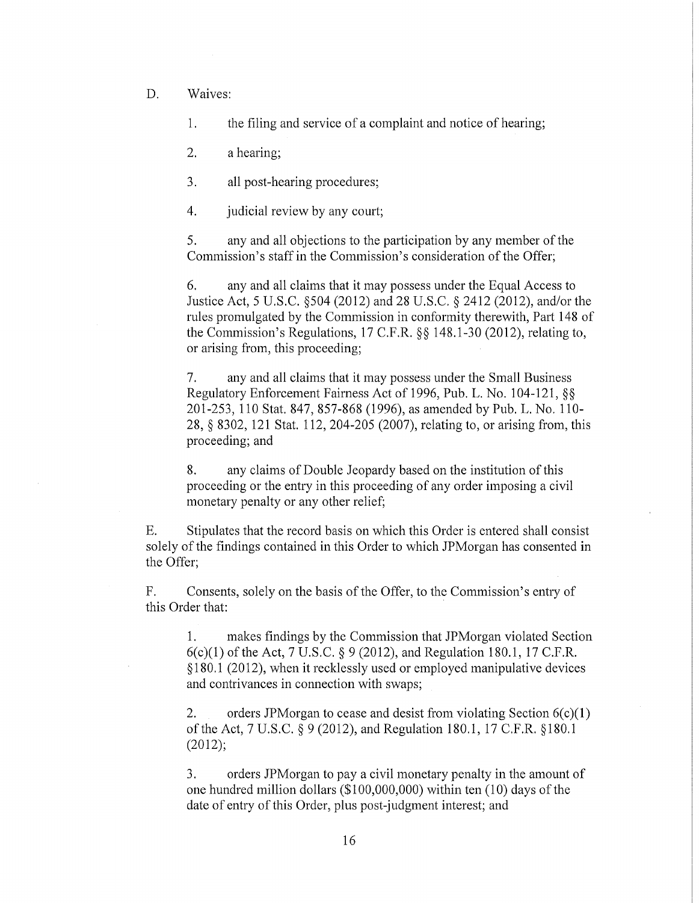D. Waives:

1. the filing and service of a complaint and notice of hearing;

2. a hearing;

3. all post-hearing procedures;

4. judicial review by any court;

5. any and all objections to the participation by any member of the Commission's staff in the Commission's consideration of the Offer;

6. any and all claims that it may possess under the Equal Access to Justice Act, 5 U.S.C. §504 (2012) and 28 U.S.C. § 2412 (2012), and/or the rules promulgated by the Commission in conformity therewith, Part 148 of the Commission's Regulations, 17 C.F.R. §§ 148.1-30 (2012), relating to, or arising from, this proceeding;

7. any and all claims that it may possess under the Small Business Regulatory Enforcement Fairness Act of 1996, Pub. L. No. 104-121, §§ 201-253, 110 Stat. 847, 857-868 (1996), as amended by Pub. L. No. 110-28, § 8302, 121 Stat. 112, 204-205 (2007), relating to, or arising from, this proceeding; and

8. any claims of Double Jeopardy based on the institution of this proceeding or the entry in this proceeding of any order imposing a civil monetary penalty or any other relief;

E. Stipulates that the record basis on which this Order is entered shall consist solely of the findings contained in this Order to which JPMorgan has consented in the Offer;

F. Consents, solely on the basis of the Offer, to the Commission's entry of this Order that:

1. makes findings by the Commission that JPMorgan violated Section 6(c)(1) of the Act, 7 U.S.C. § 9 (2012), and Regulation 180.1, 17 C.F.R. §180.1 (2012), when it recklessly used or employed manipulative devices and contrivances in connection with swaps;

2. orders JPMorgan to cease and desist from violating Section 6(c)(1) of the Act, 7 U.S.C. § 9 (2012), and Regulation 180.1, 17 C.F.R. §180.1 (2012);

3. orders JPMorgan to pay a civil monetary penalty in the amount of one hundred million dollars ($100,000,000) within ten (10) days of the date of entry of this Order, plus post-judgment interest; and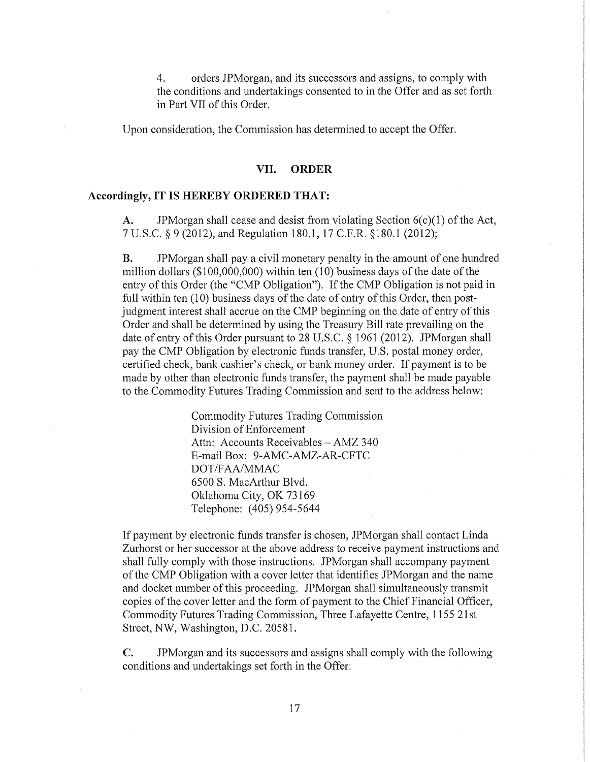4. orders JPMorgan, and its successors and assigns, to comply with the conditions and undertakings consented to in the Offer and as set forth in Part VII of this Order.

Upon consideration, the Commission has determined to accept the Offer.

## VII. ORDER

**Accordingly, IT IS HEREBY ORDERED THAT:**

**A.** JPMorgan shall cease and desist from violating Section 6(c)(1) of the Act, 7 U.S.C. § 9 (2012), and Regulation 180.1, 17 C.F.R. §180.1 (2012);

**B.** JPMorgan shall pay a civil monetary penalty in the amount of one hundred million dollars ($100,000,000) within ten (10) business days of the date of the entry of this Order (the "CMP Obligation"). If the CMP Obligation is not paid in full within ten (10) business days of the date of entry of this Order, then post-judgment interest shall accrue on the CMP beginning on the date of entry of this Order and shall be determined by using the Treasury Bill rate prevailing on the date of entry of this Order pursuant to 28 U.S.C. § 1961 (2012). JPMorgan shall pay the CMP Obligation by electronic funds transfer, U.S. postal money order, certified check, bank cashier's check, or bank money order. If payment is to be made by other than electronic funds transfer, the payment shall be made payable to the Commodity Futures Trading Commission and sent to the address below:

> Commodity Futures Trading Commission
> Division of Enforcement
> Attn: Accounts Receivables – AMZ 340
> E-mail Box: 9-AMC-AMZ-AR-CFTC
> DOT/FAA/MMAC
> 6500 S. MacArthur Blvd.
> Oklahoma City, OK 73169
> Telephone: (405) 954-5644

If payment by electronic funds transfer is chosen, JPMorgan shall contact Linda Zurhorst or her successor at the above address to receive payment instructions and shall fully comply with those instructions. JPMorgan shall accompany payment of the CMP Obligation with a cover letter that identifies JPMorgan and the name and docket number of this proceeding. JPMorgan shall simultaneously transmit copies of the cover letter and the form of payment to the Chief Financial Officer, Commodity Futures Trading Commission, Three Lafayette Centre, 1155 21st Street, NW, Washington, D.C. 20581.

**C.** JPMorgan and its successors and assigns shall comply with the following conditions and undertakings set forth in the Offer: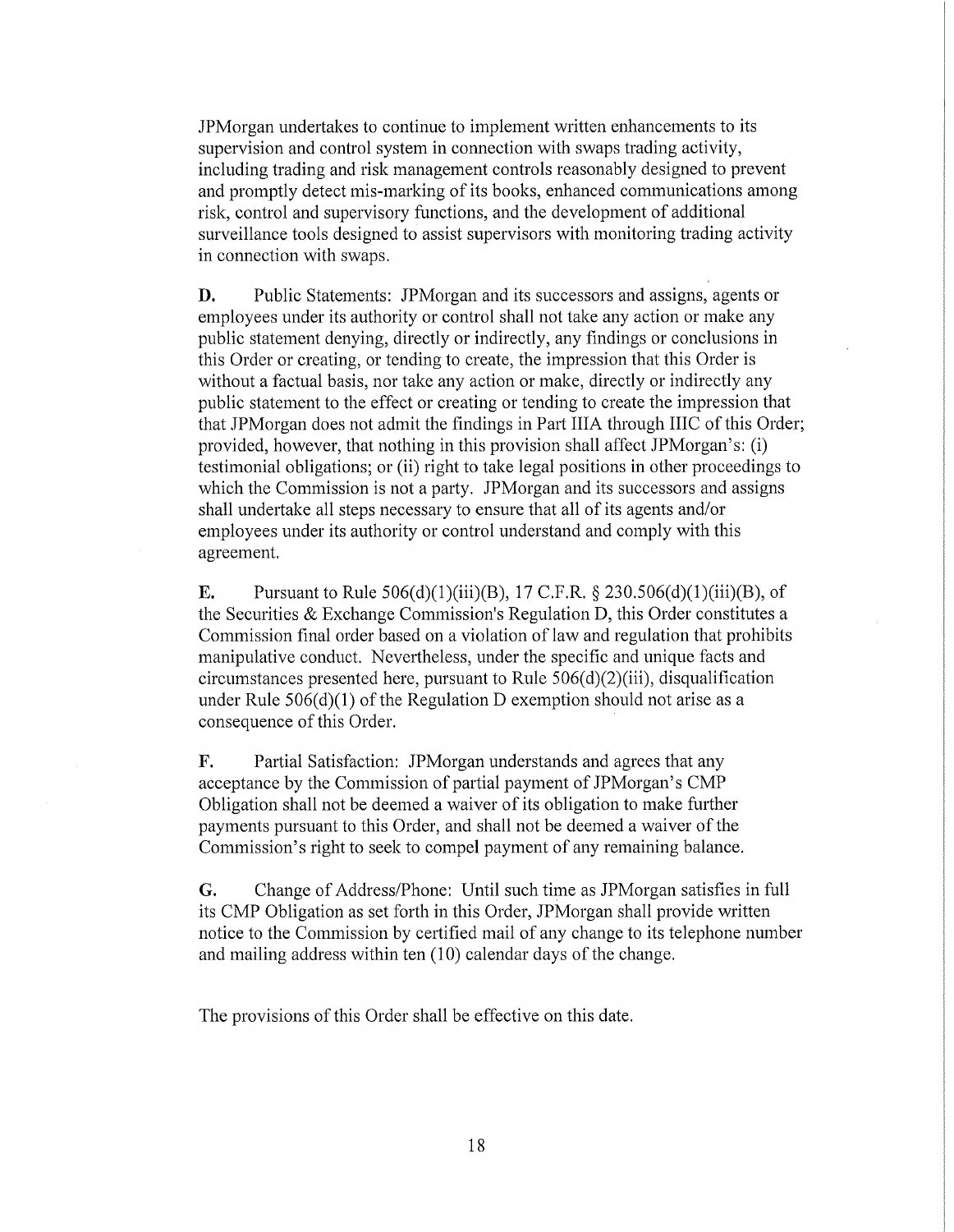JPMorgan undertakes to continue to implement written enhancements to its supervision and control system in connection with swaps trading activity, including trading and risk management controls reasonably designed to prevent and promptly detect mis-marking of its books, enhanced communications among risk, control and supervisory functions, and the development of additional surveillance tools designed to assist supervisors with monitoring trading activity in connection with swaps.

**D.** Public Statements: JPMorgan and its successors and assigns, agents or employees under its authority or control shall not take any action or make any public statement denying, directly or indirectly, any findings or conclusions in this Order or creating, or tending to create, the impression that this Order is without a factual basis, nor take any action or make, directly or indirectly any public statement to the effect or creating or tending to create the impression that that JPMorgan does not admit the findings in Part IIIA through IIIC of this Order; provided, however, that nothing in this provision shall affect JPMorgan's: (i) testimonial obligations; or (ii) right to take legal positions in other proceedings to which the Commission is not a party. JPMorgan and its successors and assigns shall undertake all steps necessary to ensure that all of its agents and/or employees under its authority or control understand and comply with this agreement.

**E.** Pursuant to Rule 506(d)(1)(iii)(B), 17 C.F.R. § 230.506(d)(1)(iii)(B), of the Securities & Exchange Commission's Regulation D, this Order constitutes a Commission final order based on a violation of law and regulation that prohibits manipulative conduct. Nevertheless, under the specific and unique facts and circumstances presented here, pursuant to Rule 506(d)(2)(iii), disqualification under Rule 506(d)(1) of the Regulation D exemption should not arise as a consequence of this Order.

**F.** Partial Satisfaction: JPMorgan understands and agrees that any acceptance by the Commission of partial payment of JPMorgan's CMP Obligation shall not be deemed a waiver of its obligation to make further payments pursuant to this Order, and shall not be deemed a waiver of the Commission's right to seek to compel payment of any remaining balance.

**G.** Change of Address/Phone: Until such time as JPMorgan satisfies in full its CMP Obligation as set forth in this Order, JPMorgan shall provide written notice to the Commission by certified mail of any change to its telephone number and mailing address within ten (10) calendar days of the change.

The provisions of this Order shall be effective on this date.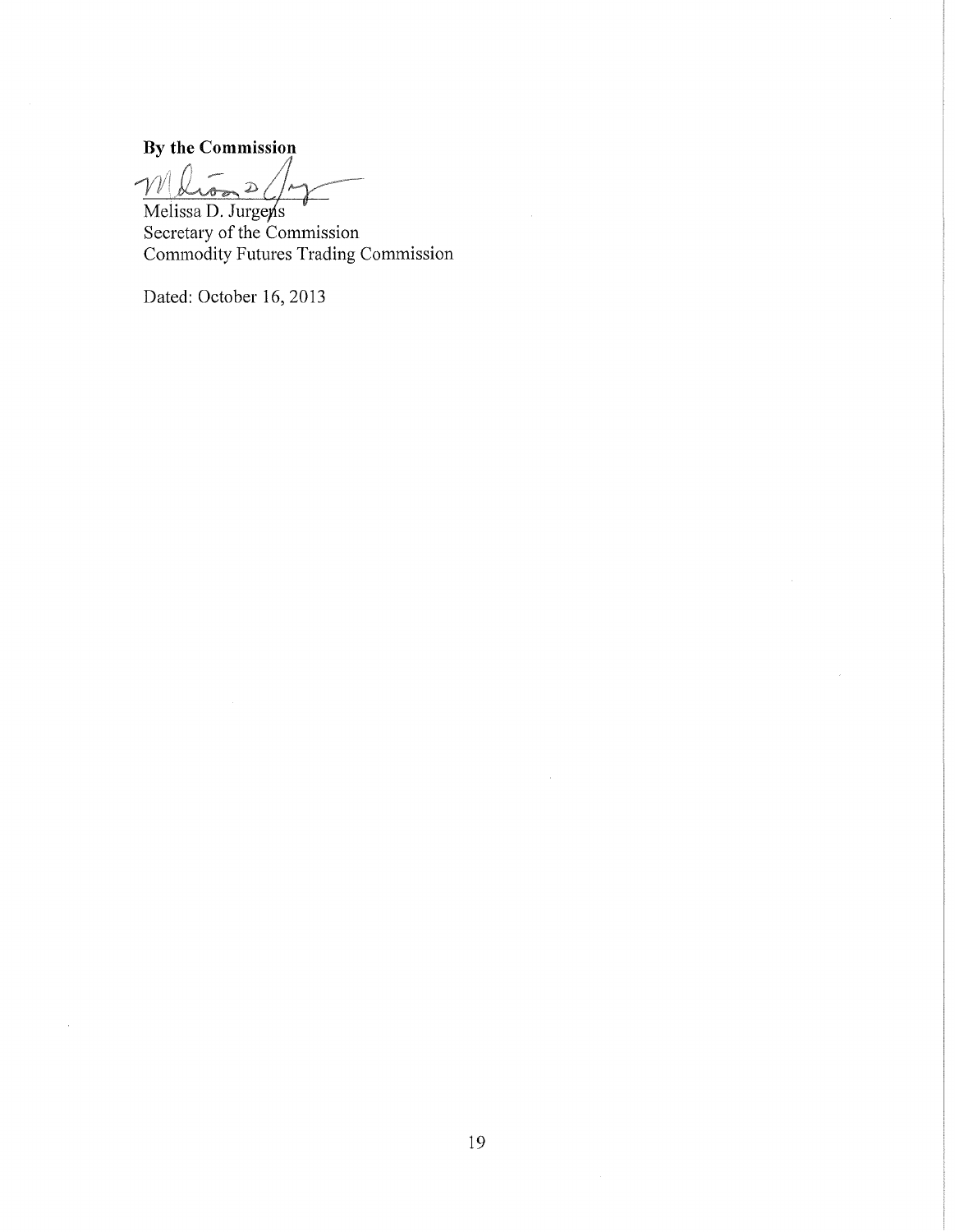**By the Commission**

Melissa D. Jurgens
Secretary of the Commission
Commodity Futures Trading Commission

Dated: October 16, 2013